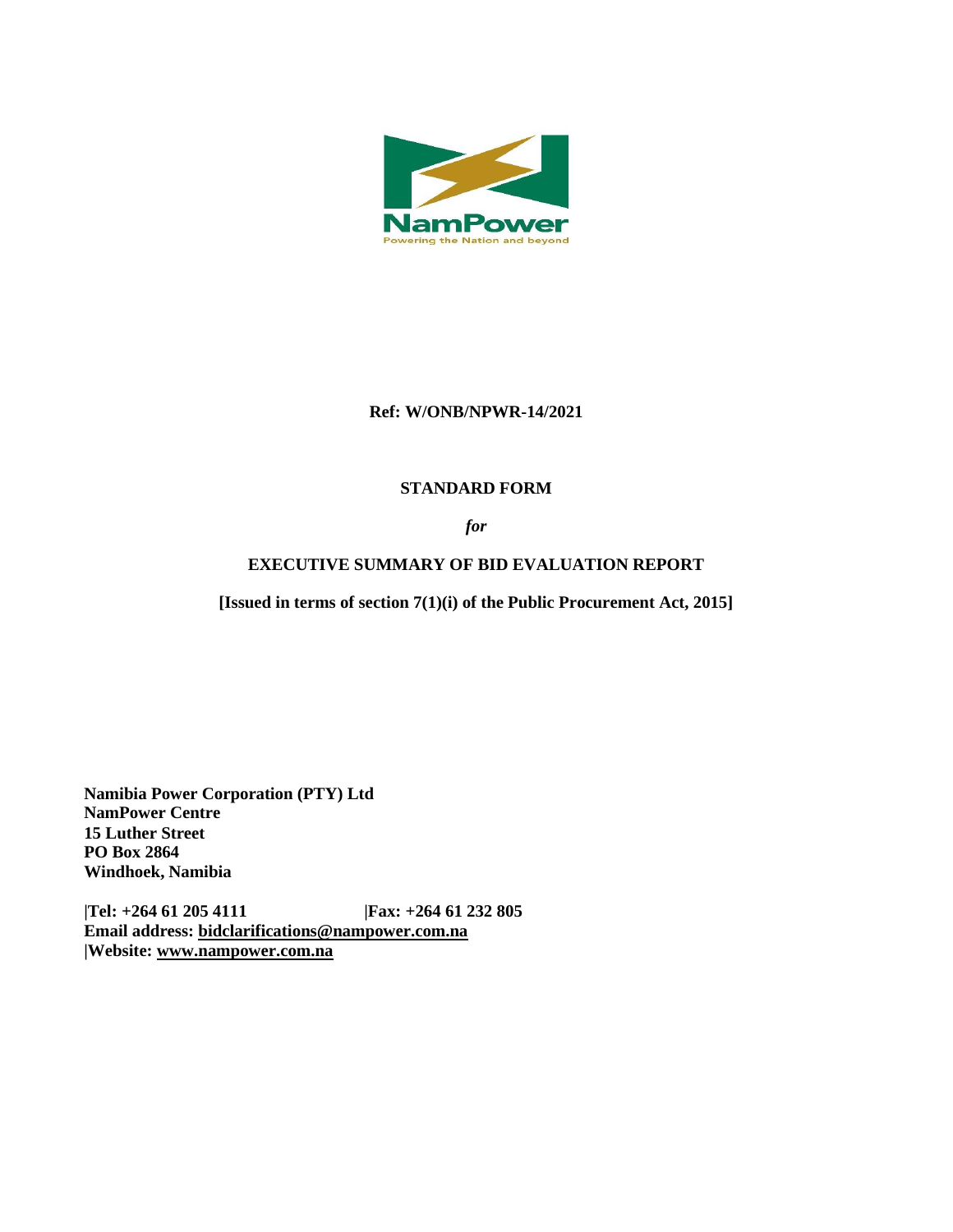NamPower

Powering the Nation and beyond

**Ref: W/ONB/NPWR-14/2021**

**STANDARD FORM**

***for***

**EXECUTIVE SUMMARY OF BID EVALUATION REPORT**

**[Issued in terms of section 7(1)(i) of the Public Procurement Act, 2015]**

**Namibia Power Corporation (PTY) Ltd**
**NamPower Centre**
**15 Luther Street**
**PO Box 2864**
**Windhoek, Namibia**

**|Tel: +264 61 205 4111 |Fax: +264 61 232 805**
**Email address: bidclarifications@nampower.com.na**
**|Website: www.nampower.com.na**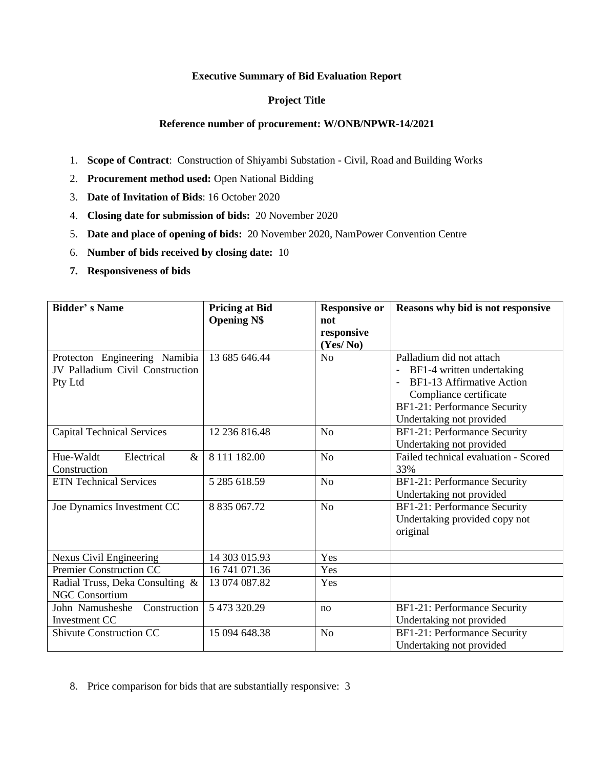**Executive Summary of Bid Evaluation Report**

**Project Title**

**Reference number of procurement: W/ONB/NPWR-14/2021**

1. **Scope of Contract**: Construction of Shiyambi Substation - Civil, Road and Building Works
2. **Procurement method used:** Open National Bidding
3. **Date of Invitation of Bids**: 16 October 2020
4. **Closing date for submission of bids:** 20 November 2020
5. **Date and place of opening of bids:** 20 November 2020, NamPower Convention Centre
6. **Number of bids received by closing date:** 10
7. **Responsiveness of bids**

| Bidder' s Name | Pricing at Bid Opening N$ | Responsive or not responsive (Yes/ No) | Reasons why bid is not responsive |
|---|---|---|---|
| Protecton Engineering Namibia JV Palladium Civil Construction Pty Ltd | 13 685 646.44 | No | Palladium did not attach<br>- BF1-4 written undertaking<br>- BF1-13 Affirmative Action Compliance certificate<br>BF1-21: Performance Security Undertaking not provided |
| Capital Technical Services | 12 236 816.48 | No | BF1-21: Performance Security Undertaking not provided |
| Hue-Waldt Electrical & Construction | 8 111 182.00 | No | Failed technical evaluation - Scored 33% |
| ETN Technical Services | 5 285 618.59 | No | BF1-21: Performance Security Undertaking not provided |
| Joe Dynamics Investment CC | 8 835 067.72 | No | BF1-21: Performance Security Undertaking provided copy not original |
| Nexus Civil Engineering | 14 303 015.93 | Yes | |
| Premier Construction CC | 16 741 071.36 | Yes | |
| Radial Truss, Deka Consulting & NGC Consortium | 13 074 087.82 | Yes | |
| John Namusheshe Construction Investment CC | 5 473 320.29 | no | BF1-21: Performance Security Undertaking not provided |
| Shivute Construction CC | 15 094 648.38 | No | BF1-21: Performance Security Undertaking not provided |

8. Price comparison for bids that are substantially responsive: 3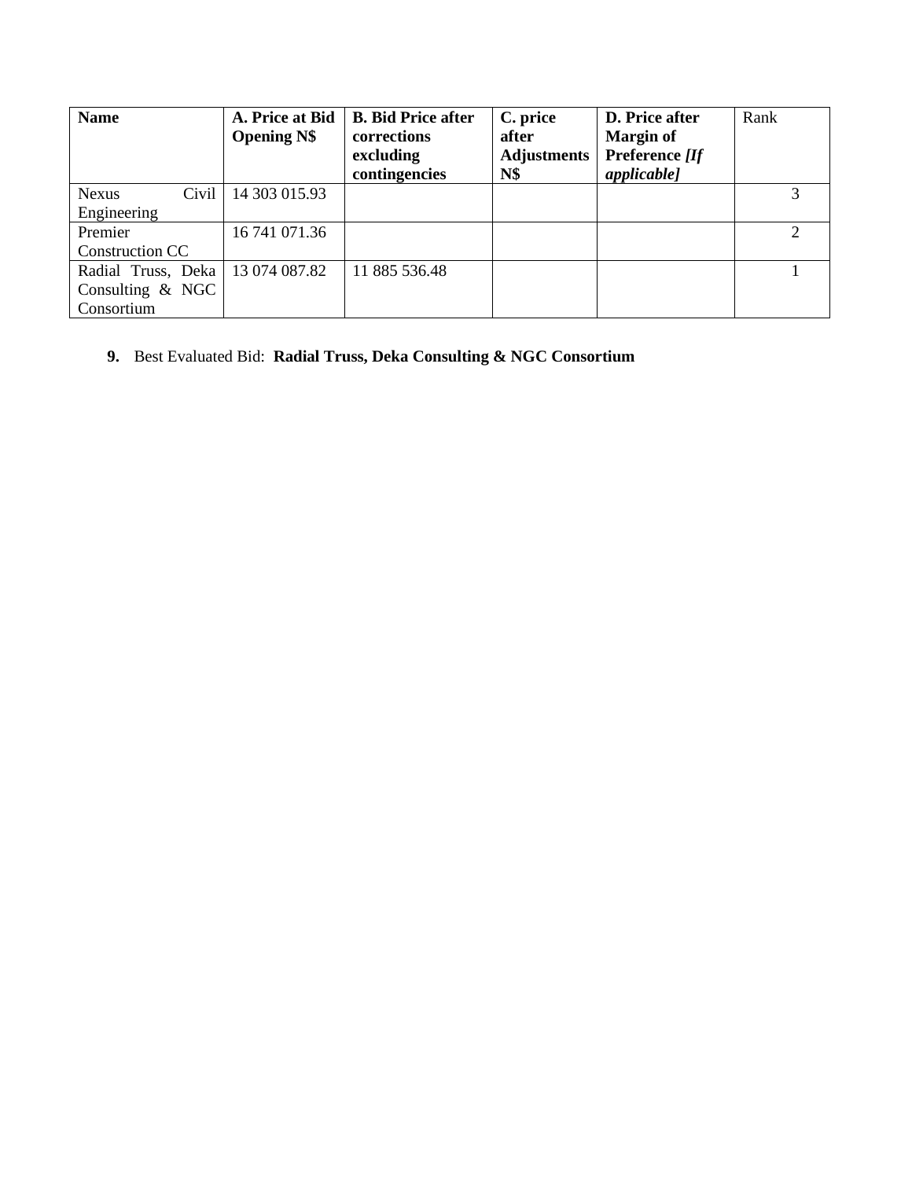| **Name** | **A. Price at Bid Opening N$** | **B. Bid Price after corrections excluding contingencies** | **C. price after Adjustments N$** | **D. Price after Margin of Preference *[If applicable]*** | Rank |
|---|---|---|---|---|---|
| Nexus Civil Engineering | 14 303 015.93 | | | | 3 |
| Premier Construction CC | 16 741 071.36 | | | | 2 |
| Radial Truss, Deka Consulting & NGC Consortium | 13 074 087.82 | 11 885 536.48 | | | 1 |

**9.** Best Evaluated Bid: **Radial Truss, Deka Consulting & NGC Consortium**